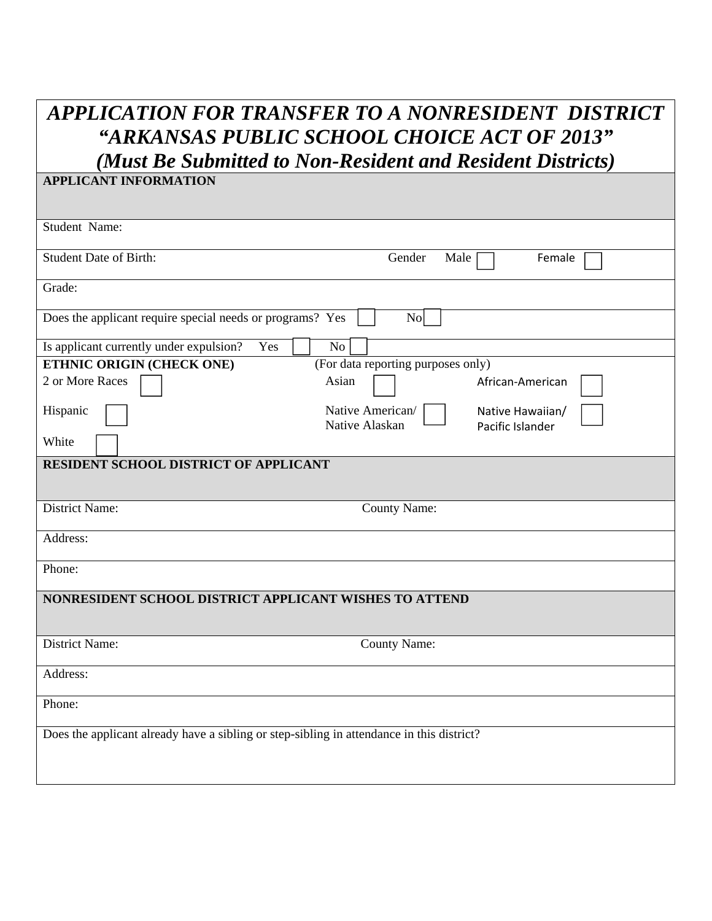# *APPLICATION FOR TRANSFER TO A NONRESIDENT DISTRICT*
# *"ARKANSAS PUBLIC SCHOOL CHOICE ACT OF 2013"*
## *(Must Be Submitted to Non-Resident and Resident Districts)*

**APPLICANT INFORMATION**

Student Name:

Student Date of Birth: Gender Male ☐ Female ☐

Grade:

Does the applicant require special needs or programs? Yes ☐ No ☐

Is applicant currently under expulsion? Yes ☐ No ☐

**ETHNIC ORIGIN (CHECK ONE)** (For data reporting purposes only)

2 or More Races ☐ Asian ☐ African-American ☐

Hispanic ☐ Native American/ Native Alaskan ☐ Native Hawaiian/ Pacific Islander ☐

White ☐

**RESIDENT SCHOOL DISTRICT OF APPLICANT**

District Name: County Name:

Address:

Phone:

**NONRESIDENT SCHOOL DISTRICT APPLICANT WISHES TO ATTEND**

District Name: County Name:

Address:

Phone:

Does the applicant already have a sibling or step-sibling in attendance in this district?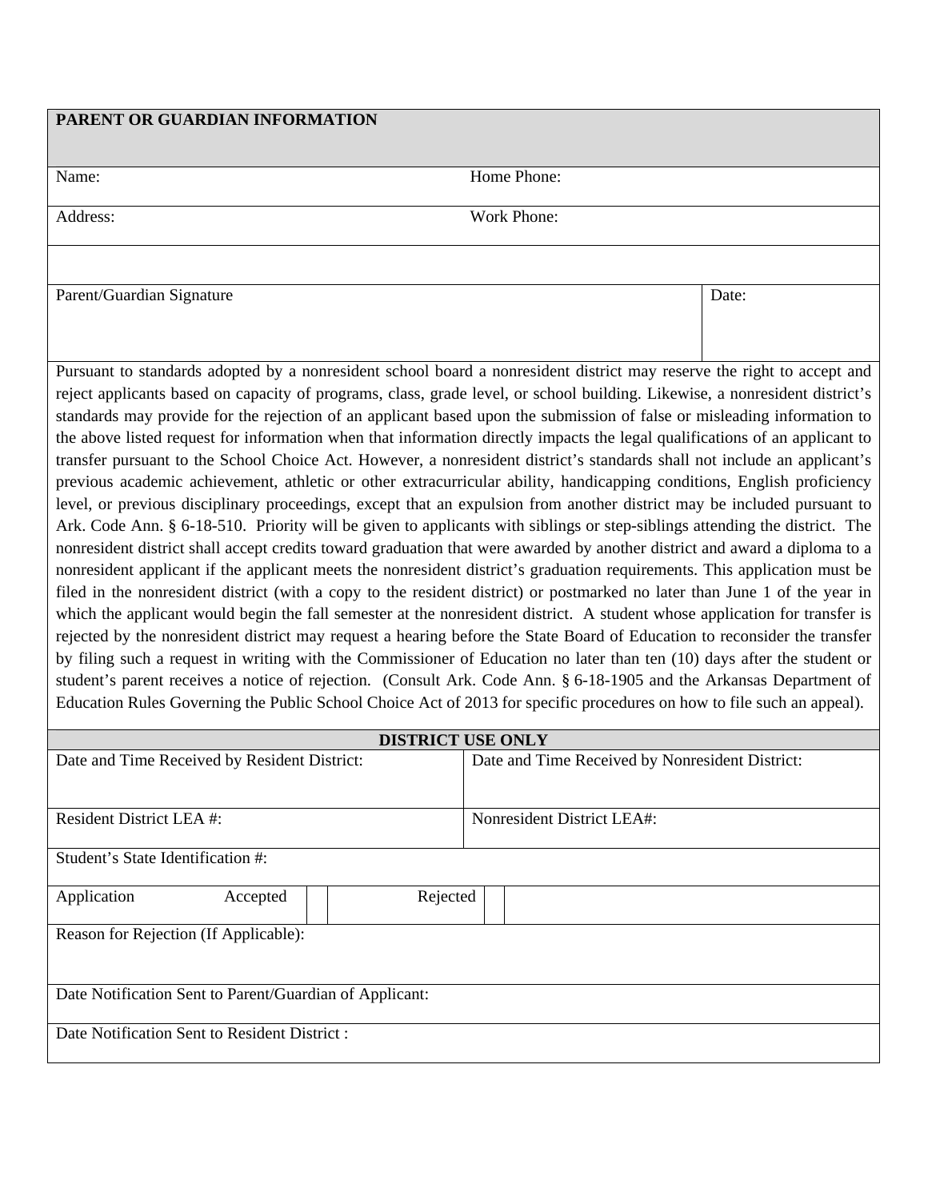| PARENT OR GUARDIAN INFORMATION | | |
|---|---|---|
| Name: | Home Phone: | |
| Address: | Work Phone: | |
| | | |
| Parent/Guardian Signature | | Date: |

Pursuant to standards adopted by a nonresident school board a nonresident district may reserve the right to accept and reject applicants based on capacity of programs, class, grade level, or school building. Likewise, a nonresident district's standards may provide for the rejection of an applicant based upon the submission of false or misleading information to the above listed request for information when that information directly impacts the legal qualifications of an applicant to transfer pursuant to the School Choice Act. However, a nonresident district's standards shall not include an applicant's previous academic achievement, athletic or other extracurricular ability, handicapping conditions, English proficiency level, or previous disciplinary proceedings, except that an expulsion from another district may be included pursuant to Ark. Code Ann. § 6-18-510. Priority will be given to applicants with siblings or step-siblings attending the district. The nonresident district shall accept credits toward graduation that were awarded by another district and award a diploma to a nonresident applicant if the applicant meets the nonresident district's graduation requirements. This application must be filed in the nonresident district (with a copy to the resident district) or postmarked no later than June 1 of the year in which the applicant would begin the fall semester at the nonresident district. A student whose application for transfer is rejected by the nonresident district may request a hearing before the State Board of Education to reconsider the transfer by filing such a request in writing with the Commissioner of Education no later than ten (10) days after the student or student's parent receives a notice of rejection. (Consult Ark. Code Ann. § 6-18-1905 and the Arkansas Department of Education Rules Governing the Public School Choice Act of 2013 for specific procedures on how to file such an appeal).

| DISTRICT USE ONLY | |
|---|---|
| Date and Time Received by Resident District: | Date and Time Received by Nonresident District: |
| Resident District LEA #: | Nonresident District LEA#: |
| Student's State Identification #: | |
| Application Accepted ☐ Rejected ☐ | |
| Reason for Rejection (If Applicable): | |
| Date Notification Sent to Parent/Guardian of Applicant: | |
| Date Notification Sent to Resident District : | |